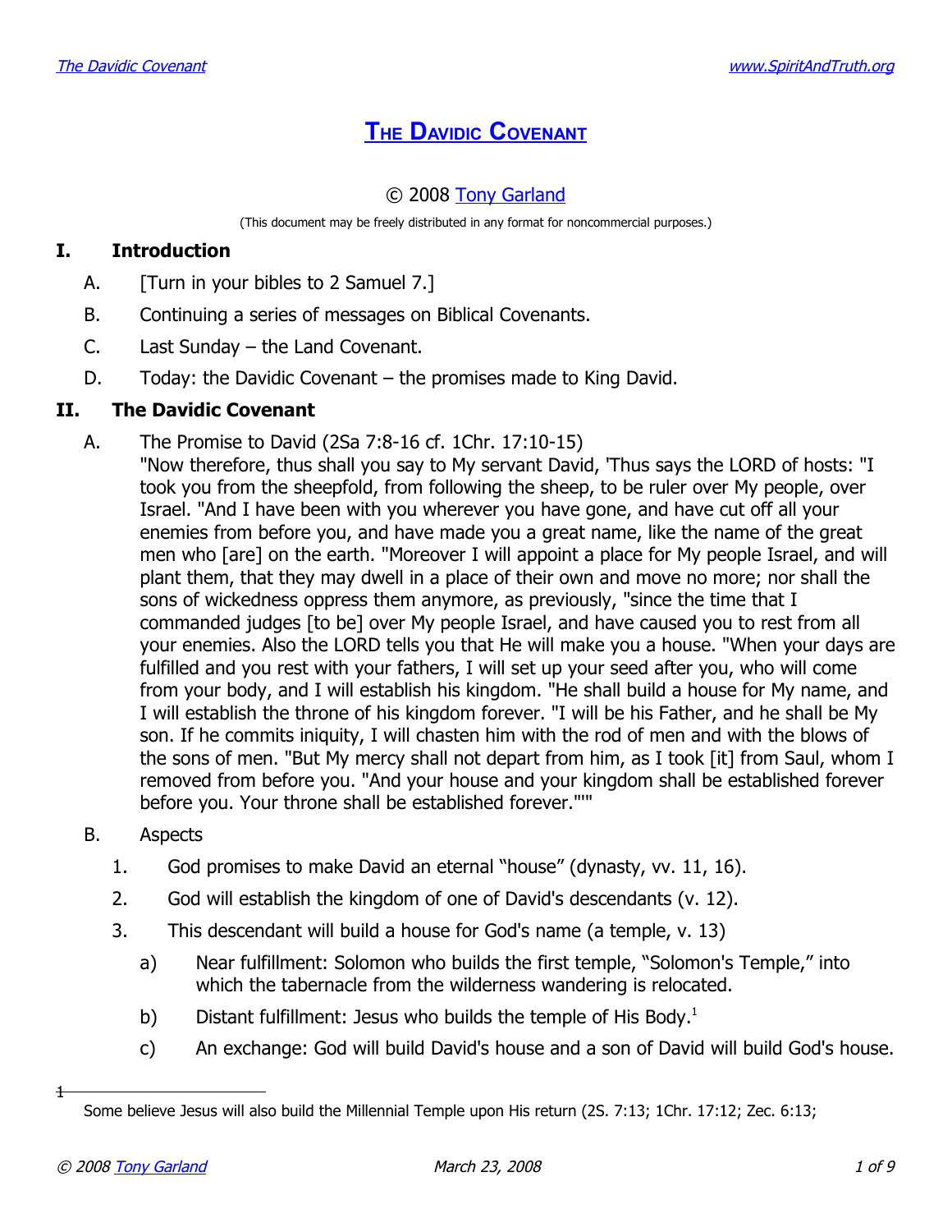# The Davidic Covenant

© 2008 Tony Garland

(This document may be freely distributed in any format for noncommercial purposes.)

## I. Introduction

A. [Turn in your bibles to 2 Samuel 7.]

B. Continuing a series of messages on Biblical Covenants.

C. Last Sunday – the Land Covenant.

D. Today: the Davidic Covenant – the promises made to King David.

## II. The Davidic Covenant

A. The Promise to David (2Sa 7:8-16 cf. 1Chr. 17:10-15)
"Now therefore, thus shall you say to My servant David, 'Thus says the LORD of hosts: "I took you from the sheepfold, from following the sheep, to be ruler over My people, over Israel. "And I have been with you wherever you have gone, and have cut off all your enemies from before you, and have made you a great name, like the name of the great men who [are] on the earth. "Moreover I will appoint a place for My people Israel, and will plant them, that they may dwell in a place of their own and move no more; nor shall the sons of wickedness oppress them anymore, as previously, "since the time that I commanded judges [to be] over My people Israel, and have caused you to rest from all your enemies. Also the LORD tells you that He will make you a house. "When your days are fulfilled and you rest with your fathers, I will set up your seed after you, who will come from your body, and I will establish his kingdom. "He shall build a house for My name, and I will establish the throne of his kingdom forever. "I will be his Father, and he shall be My son. If he commits iniquity, I will chasten him with the rod of men and with the blows of the sons of men. "But My mercy shall not depart from him, as I took [it] from Saul, whom I removed from before you. "And your house and your kingdom shall be established forever before you. Your throne shall be established forever."'"

B. Aspects

1. God promises to make David an eternal "house" (dynasty, vv. 11, 16).

2. God will establish the kingdom of one of David's descendants (v. 12).

3. This descendant will build a house for God's name (a temple, v. 13)

   a) Near fulfillment: Solomon who builds the first temple, "Solomon's Temple," into which the tabernacle from the wilderness wandering is relocated.

   b) Distant fulfillment: Jesus who builds the temple of His Body.[1]

   c) An exchange: God will build David's house and a son of David will build God's house.

---

1 Some believe Jesus will also build the Millennial Temple upon His return (2S. 7:13; 1Chr. 17:12; Zec. 6:13;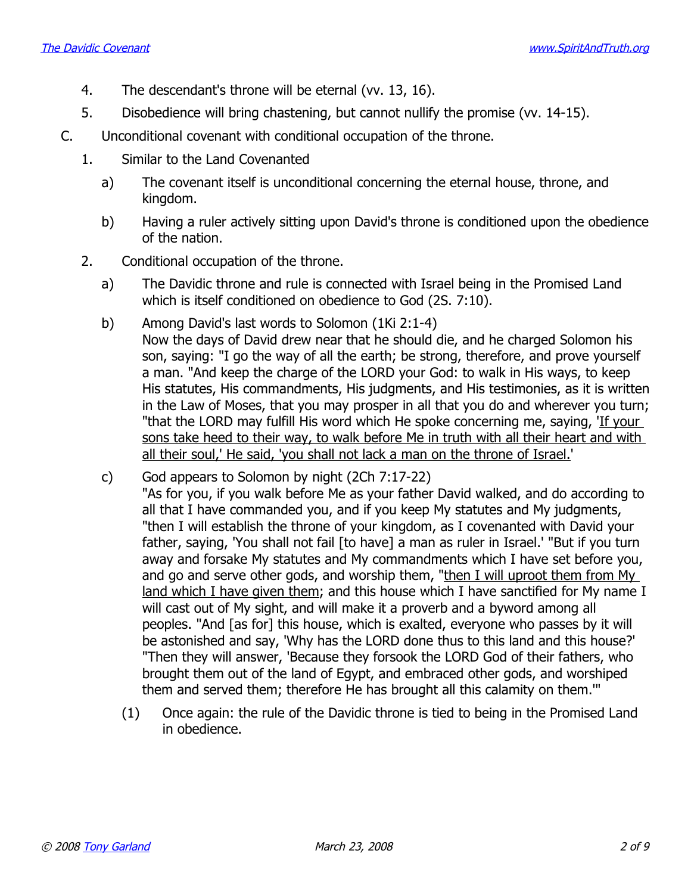4. The descendant's throne will be eternal (vv. 13, 16).
5. Disobedience will bring chastening, but cannot nullify the promise (vv. 14-15).

C. Unconditional covenant with conditional occupation of the throne.

1. Similar to the Land Covenanted
   - a) The covenant itself is unconditional concerning the eternal house, throne, and kingdom.
   - b) Having a ruler actively sitting upon David's throne is conditioned upon the obedience of the nation.
2. Conditional occupation of the throne.
   - a) The Davidic throne and rule is connected with Israel being in the Promised Land which is itself conditioned on obedience to God (2S. 7:10).
   - b) Among David's last words to Solomon (1Ki 2:1-4)
     Now the days of David drew near that he should die, and he charged Solomon his son, saying: "I go the way of all the earth; be strong, therefore, and prove yourself a man. "And keep the charge of the LORD your God: to walk in His ways, to keep His statutes, His commandments, His judgments, and His testimonies, as it is written in the Law of Moses, that you may prosper in all that you do and wherever you turn; "that the LORD may fulfill His word which He spoke concerning me, saying, '<u>If your sons take heed to their way, to walk before Me in truth with all their heart and with all their soul,' He said, 'you shall not lack a man on the throne of Israel.</u>'
   - c) God appears to Solomon by night (2Ch 7:17-22)
     "As for you, if you walk before Me as your father David walked, and do according to all that I have commanded you, and if you keep My statutes and My judgments, "then I will establish the throne of your kingdom, as I covenanted with David your father, saying, 'You shall not fail [to have] a man as ruler in Israel.' "But if you turn away and forsake My statutes and My commandments which I have set before you, and go and serve other gods, and worship them, "<u>then I will uproot them from My land which I have given them</u>; and this house which I have sanctified for My name I will cast out of My sight, and will make it a proverb and a byword among all peoples. "And [as for] this house, which is exalted, everyone who passes by it will be astonished and say, 'Why has the LORD done thus to this land and this house?' "Then they will answer, 'Because they forsook the LORD God of their fathers, who brought them out of the land of Egypt, and embraced other gods, and worshiped them and served them; therefore He has brought all this calamity on them.'"
     - (1) Once again: the rule of the Davidic throne is tied to being in the Promised Land in obedience.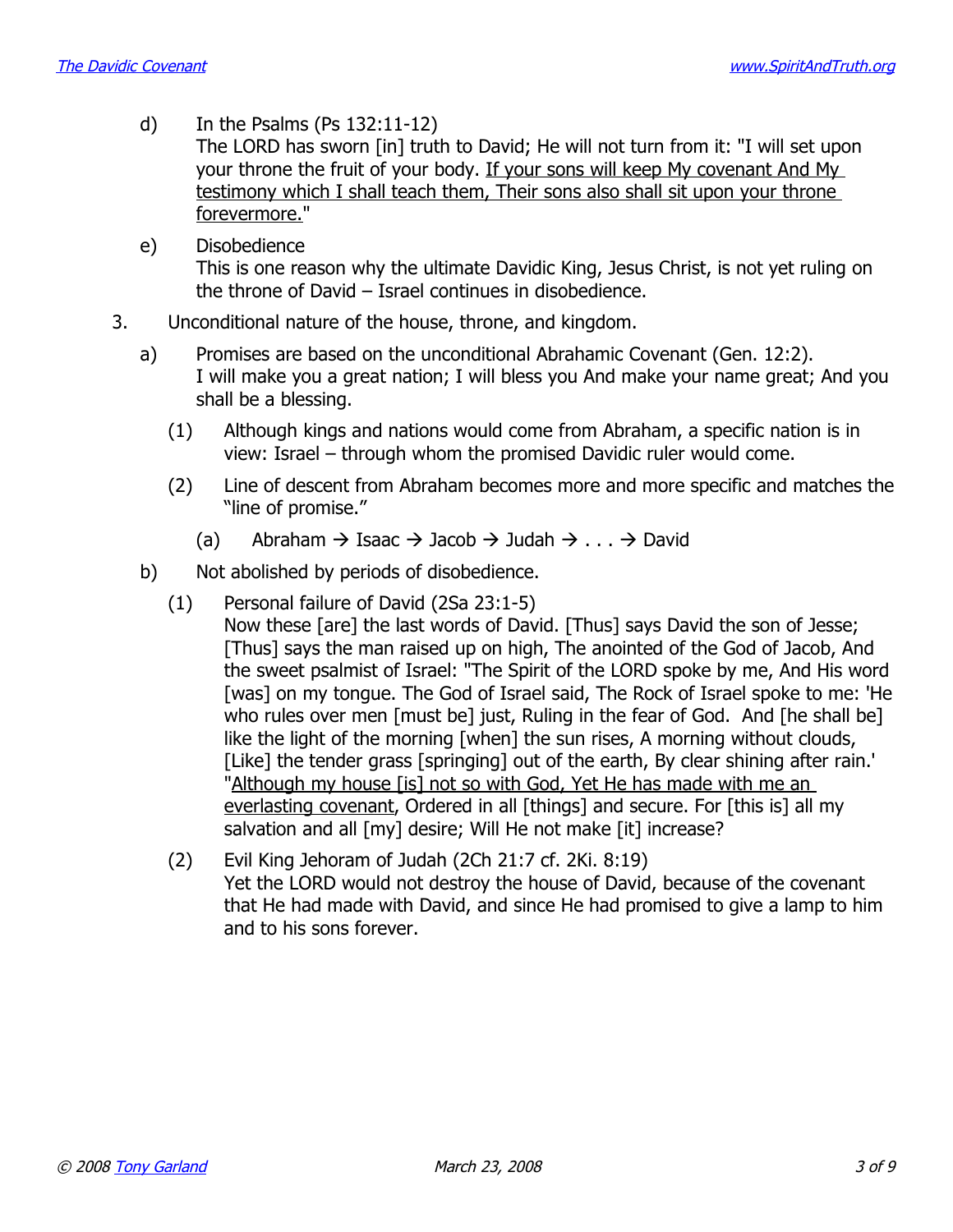d) In the Psalms (Ps 132:11-12)
The LORD has sworn [in] truth to David; He will not turn from it: "I will set upon your throne the fruit of your body. <u>If your sons will keep My covenant And My testimony which I shall teach them, Their sons also shall sit upon your throne forevermore.</u>"

e) Disobedience
This is one reason why the ultimate Davidic King, Jesus Christ, is not yet ruling on the throne of David – Israel continues in disobedience.

3. Unconditional nature of the house, throne, and kingdom.

   a) Promises are based on the unconditional Abrahamic Covenant (Gen. 12:2).
   I will make you a great nation; I will bless you And make your name great; And you shall be a blessing.

      (1) Although kings and nations would come from Abraham, a specific nation is in view: Israel – through whom the promised Davidic ruler would come.

      (2) Line of descent from Abraham becomes more and more specific and matches the "line of promise."

         (a) Abraham → Isaac → Jacob → Judah → . . . → David

   b) Not abolished by periods of disobedience.

      (1) Personal failure of David (2Sa 23:1-5)
      Now these [are] the last words of David. [Thus] says David the son of Jesse; [Thus] says the man raised up on high, The anointed of the God of Jacob, And the sweet psalmist of Israel: "The Spirit of the LORD spoke by me, And His word [was] on my tongue. The God of Israel said, The Rock of Israel spoke to me: 'He who rules over men [must be] just, Ruling in the fear of God. And [he shall be] like the light of the morning [when] the sun rises, A morning without clouds, [Like] the tender grass [springing] out of the earth, By clear shining after rain.' "<u>Although my house [is] not so with God, Yet He has made with me an everlasting covenant</u>, Ordered in all [things] and secure. For [this is] all my salvation and all [my] desire; Will He not make [it] increase?

      (2) Evil King Jehoram of Judah (2Ch 21:7 cf. 2Ki. 8:19)
      Yet the LORD would not destroy the house of David, because of the covenant that He had made with David, and since He had promised to give a lamp to him and to his sons forever.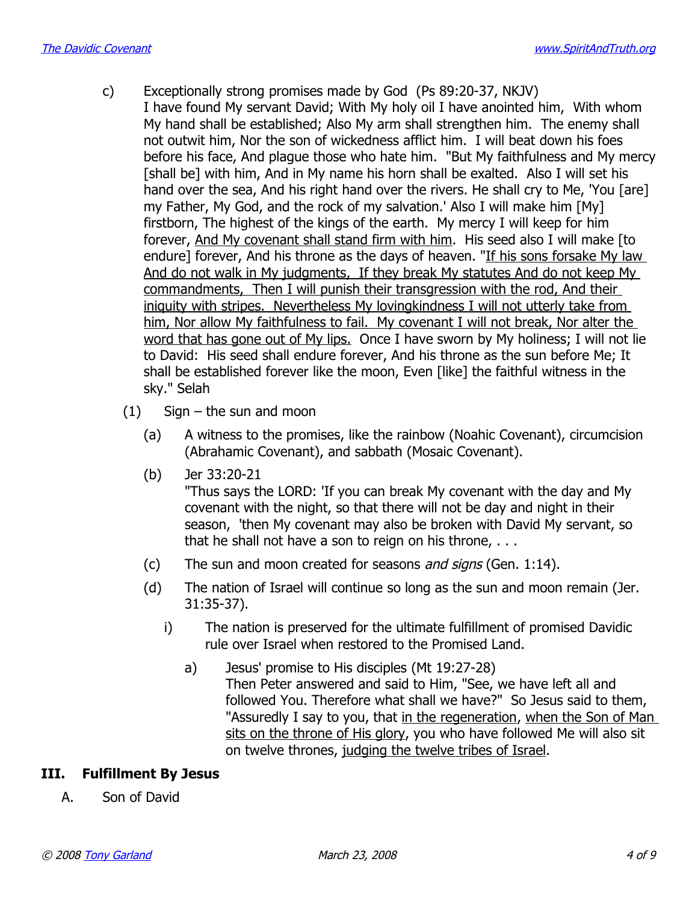c) Exceptionally strong promises made by God (Ps 89:20-37, NKJV)
I have found My servant David; With My holy oil I have anointed him, With whom My hand shall be established; Also My arm shall strengthen him. The enemy shall not outwit him, Nor the son of wickedness afflict him. I will beat down his foes before his face, And plague those who hate him. "But My faithfulness and My mercy [shall be] with him, And in My name his horn shall be exalted. Also I will set his hand over the sea, And his right hand over the rivers. He shall cry to Me, 'You [are] my Father, My God, and the rock of my salvation.' Also I will make him [My] firstborn, The highest of the kings of the earth. My mercy I will keep for him forever, <u>And My covenant shall stand firm with him</u>. His seed also I will make [to endure] forever, And his throne as the days of heaven. "<u>If his sons forsake My law And do not walk in My judgments, If they break My statutes And do not keep My commandments, Then I will punish their transgression with the rod, And their iniquity with stripes. Nevertheless My lovingkindness I will not utterly take from him, Nor allow My faithfulness to fail. My covenant I will not break, Nor alter the word that has gone out of My lips.</u> Once I have sworn by My holiness; I will not lie to David: His seed shall endure forever, And his throne as the sun before Me; It shall be established forever like the moon, Even [like] the faithful witness in the sky." Selah

(1) Sign – the sun and moon

(a) A witness to the promises, like the rainbow (Noahic Covenant), circumcision (Abrahamic Covenant), and sabbath (Mosaic Covenant).

(b) Jer 33:20-21
"Thus says the LORD: 'If you can break My covenant with the day and My covenant with the night, so that there will not be day and night in their season, 'then My covenant may also be broken with David My servant, so that he shall not have a son to reign on his throne, . . .

(c) The sun and moon created for seasons *and signs* (Gen. 1:14).

(d) The nation of Israel will continue so long as the sun and moon remain (Jer. 31:35-37).

i) The nation is preserved for the ultimate fulfillment of promised Davidic rule over Israel when restored to the Promised Land.

a) Jesus' promise to His disciples (Mt 19:27-28)
Then Peter answered and said to Him, "See, we have left all and followed You. Therefore what shall we have?" So Jesus said to them, "Assuredly I say to you, that <u>in the regeneration</u>, <u>when the Son of Man sits on the throne of His glory</u>, you who have followed Me will also sit on twelve thrones, <u>judging the twelve tribes of Israel</u>.

## III. Fulfillment By Jesus

A. Son of David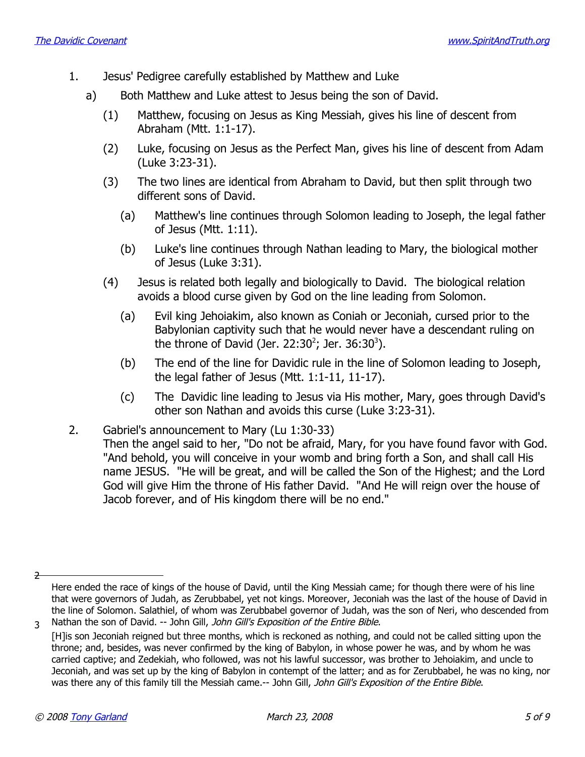1. Jesus' Pedigree carefully established by Matthew and Luke
   a) Both Matthew and Luke attest to Jesus being the son of David.
      (1) Matthew, focusing on Jesus as King Messiah, gives his line of descent from Abraham (Mtt. 1:1-17).
      (2) Luke, focusing on Jesus as the Perfect Man, gives his line of descent from Adam (Luke 3:23-31).
      (3) The two lines are identical from Abraham to David, but then split through two different sons of David.
         (a) Matthew's line continues through Solomon leading to Joseph, the legal father of Jesus (Mtt. 1:11).
         (b) Luke's line continues through Nathan leading to Mary, the biological mother of Jesus (Luke 3:31).
      (4) Jesus is related both legally and biologically to David. The biological relation avoids a blood curse given by God on the line leading from Solomon.
         (a) Evil king Jehoiakim, also known as Coniah or Jeconiah, cursed prior to the Babylonian captivity such that he would never have a descendant ruling on the throne of David (Jer. 22:30[2]; Jer. 36:30[3]).
         (b) The end of the line for Davidic rule in the line of Solomon leading to Joseph, the legal father of Jesus (Mtt. 1:1-11, 11-17).
         (c) The Davidic line leading to Jesus via His mother, Mary, goes through David's other son Nathan and avoids this curse (Luke 3:23-31).
2. Gabriel's announcement to Mary (Lu 1:30-33)
   Then the angel said to her, "Do not be afraid, Mary, for you have found favor with God. "And behold, you will conceive in your womb and bring forth a Son, and shall call His name JESUS. "He will be great, and will be called the Son of the Highest; and the Lord God will give Him the throne of His father David. "And He will reign over the house of Jacob forever, and of His kingdom there will be no end."

---

[2] Here ended the race of kings of the house of David, until the King Messiah came; for though there were of his line that were governors of Judah, as Zerubbabel, yet not kings. Moreover, Jeconiah was the last of the house of David in the line of Solomon. Salathiel, of whom was Zerubbabel governor of Judah, was the son of Neri, who descended from Nathan the son of David. -- John Gill, *John Gill's Exposition of the Entire Bible*.

[3] [H]is son Jeconiah reigned but three months, which is reckoned as nothing, and could not be called sitting upon the throne; and, besides, was never confirmed by the king of Babylon, in whose power he was, and by whom he was carried captive; and Zedekiah, who followed, was not his lawful successor, was brother to Jehoiakim, and uncle to Jeconiah, and was set up by the king of Babylon in contempt of the latter; and as for Zerubbabel, he was no king, nor was there any of this family till the Messiah came.-- John Gill, *John Gill's Exposition of the Entire Bible*.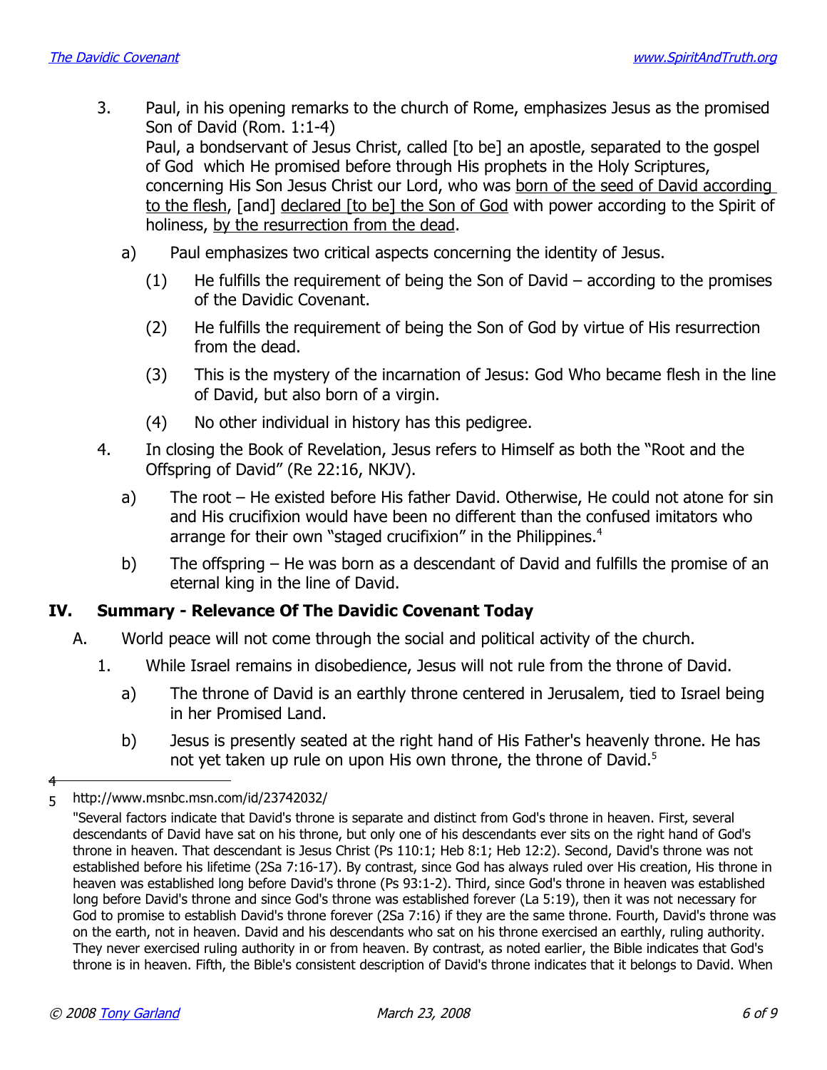3. Paul, in his opening remarks to the church of Rome, emphasizes Jesus as the promised Son of David (Rom. 1:1-4)

   Paul, a bondservant of Jesus Christ, called [to be] an apostle, separated to the gospel of God which He promised before through His prophets in the Holy Scriptures, concerning His Son Jesus Christ our Lord, who was <u>born of the seed of David according to the flesh</u>, [and] <u>declared [to be] the Son of God</u> with power according to the Spirit of holiness, <u>by the resurrection from the dead</u>.

   a) Paul emphasizes two critical aspects concerning the identity of Jesus.

      (1) He fulfills the requirement of being the Son of David – according to the promises of the Davidic Covenant.

      (2) He fulfills the requirement of being the Son of God by virtue of His resurrection from the dead.

      (3) This is the mystery of the incarnation of Jesus: God Who became flesh in the line of David, but also born of a virgin.

      (4) No other individual in history has this pedigree.

4. In closing the Book of Revelation, Jesus refers to Himself as both the "Root and the Offspring of David" (Re 22:16, NKJV).

   a) The root – He existed before His father David. Otherwise, He could not atone for sin and His crucifixion would have been no different than the confused imitators who arrange for their own "staged crucifixion" in the Philippines.[4]

   b) The offspring – He was born as a descendant of David and fulfills the promise of an eternal king in the line of David.

## IV. Summary - Relevance Of The Davidic Covenant Today

A. World peace will not come through the social and political activity of the church.

1. While Israel remains in disobedience, Jesus will not rule from the throne of David.

   a) The throne of David is an earthly throne centered in Jerusalem, tied to Israel being in her Promised Land.

   b) Jesus is presently seated at the right hand of His Father's heavenly throne. He has not yet taken up rule on upon His own throne, the throne of David.[5]

---

4 http://www.msnbc.msn.com/id/23742032/

5 "Several factors indicate that David's throne is separate and distinct from God's throne in heaven. First, several descendants of David have sat on his throne, but only one of his descendants ever sits on the right hand of God's throne in heaven. That descendant is Jesus Christ (Ps 110:1; Heb 8:1; Heb 12:2). Second, David's throne was not established before his lifetime (2Sa 7:16-17). By contrast, since God has always ruled over His creation, His throne in heaven was established long before David's throne (Ps 93:1-2). Third, since God's throne in heaven was established long before David's throne and since God's throne was established forever (La 5:19), then it was not necessary for God to promise to establish David's throne forever (2Sa 7:16) if they are the same throne. Fourth, David's throne was on the earth, not in heaven. David and his descendants who sat on his throne exercised an earthly, ruling authority. They never exercised ruling authority in or from heaven. By contrast, as noted earlier, the Bible indicates that God's throne is in heaven. Fifth, the Bible's consistent description of David's throne indicates that it belongs to David. When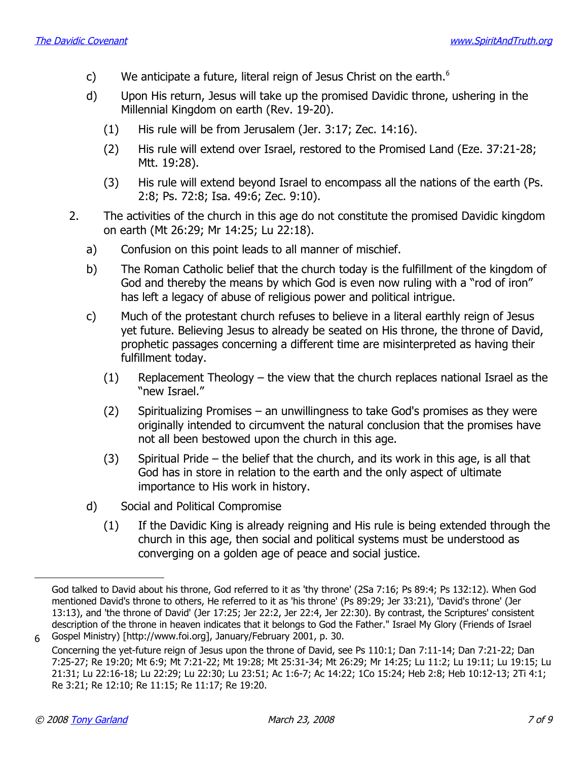c) We anticipate a future, literal reign of Jesus Christ on the earth.[6]

d) Upon His return, Jesus will take up the promised Davidic throne, ushering in the Millennial Kingdom on earth (Rev. 19-20).

  (1) His rule will be from Jerusalem (Jer. 3:17; Zec. 14:16).

  (2) His rule will extend over Israel, restored to the Promised Land (Eze. 37:21-28; Mtt. 19:28).

  (3) His rule will extend beyond Israel to encompass all the nations of the earth (Ps. 2:8; Ps. 72:8; Isa. 49:6; Zec. 9:10).

2. The activities of the church in this age do not constitute the promised Davidic kingdom on earth (Mt 26:29; Mr 14:25; Lu 22:18).

  a) Confusion on this point leads to all manner of mischief.

  b) The Roman Catholic belief that the church today is the fulfillment of the kingdom of God and thereby the means by which God is even now ruling with a "rod of iron" has left a legacy of abuse of religious power and political intrigue.

  c) Much of the protestant church refuses to believe in a literal earthly reign of Jesus yet future. Believing Jesus to already be seated on His throne, the throne of David, prophetic passages concerning a different time are misinterpreted as having their fulfillment today.

    (1) Replacement Theology – the view that the church replaces national Israel as the "new Israel."

    (2) Spiritualizing Promises – an unwillingness to take God's promises as they were originally intended to circumvent the natural conclusion that the promises have not all been bestowed upon the church in this age.

    (3) Spiritual Pride – the belief that the church, and its work in this age, is all that God has in store in relation to the earth and the only aspect of ultimate importance to His work in history.

  d) Social and Political Compromise

    (1) If the Davidic King is already reigning and His rule is being extended through the church in this age, then social and political systems must be understood as converging on a golden age of peace and social justice.

---

God talked to David about his throne, God referred to it as 'thy throne' (2Sa 7:16; Ps 89:4; Ps 132:12). When God mentioned David's throne to others, He referred to it as 'his throne' (Ps 89:29; Jer 33:21), 'David's throne' (Jer 13:13), and 'the throne of David' (Jer 17:25; Jer 22:2, Jer 22:4, Jer 22:30). By contrast, the Scriptures' consistent description of the throne in heaven indicates that it belongs to God the Father." Israel My Glory (Friends of Israel Gospel Ministry) [http://www.foi.org], January/February 2001, p. 30.

[6] Concerning the yet-future reign of Jesus upon the throne of David, see Ps 110:1; Dan 7:11-14; Dan 7:21-22; Dan 7:25-27; Re 19:20; Mt 6:9; Mt 7:21-22; Mt 19:28; Mt 25:31-34; Mt 26:29; Mr 14:25; Lu 11:2; Lu 19:11; Lu 19:15; Lu 21:31; Lu 22:16-18; Lu 22:29; Lu 22:30; Lu 23:51; Ac 1:6-7; Ac 14:22; 1Co 15:24; Heb 2:8; Heb 10:12-13; 2Ti 4:1; Re 3:21; Re 12:10; Re 11:15; Re 11:17; Re 19:20.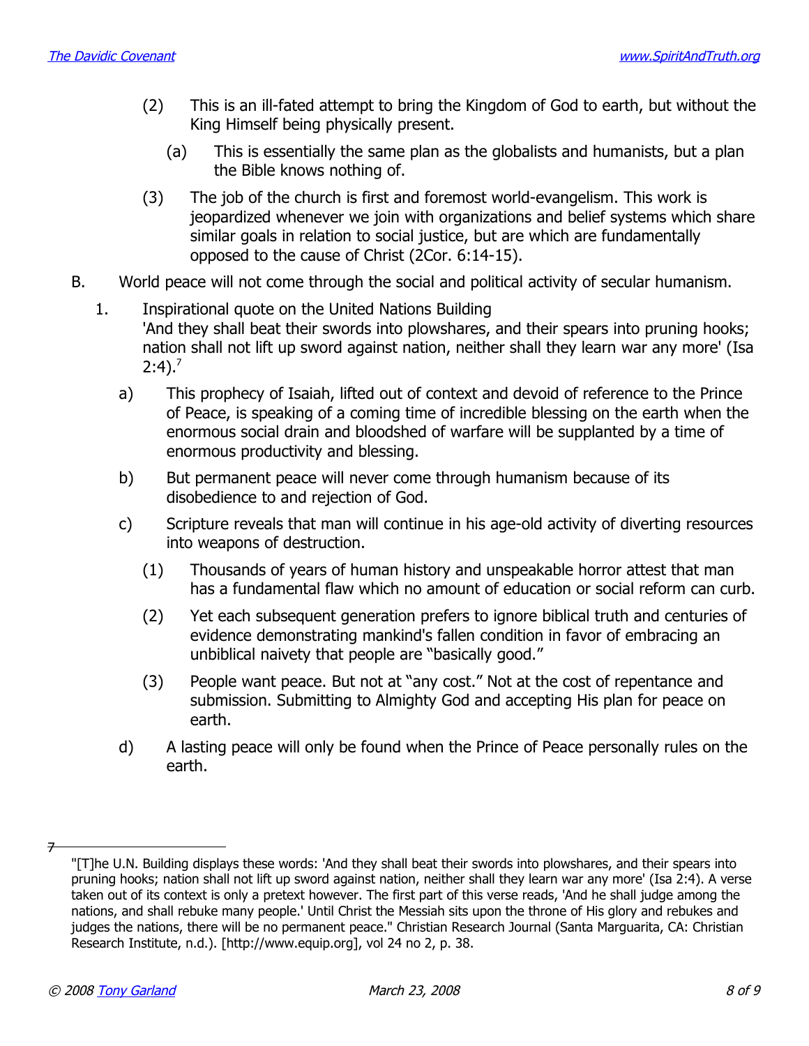(2) This is an ill-fated attempt to bring the Kingdom of God to earth, but without the King Himself being physically present.

(a) This is essentially the same plan as the globalists and humanists, but a plan the Bible knows nothing of.

(3) The job of the church is first and foremost world-evangelism. This work is jeopardized whenever we join with organizations and belief systems which share similar goals in relation to social justice, but are which are fundamentally opposed to the cause of Christ (2Cor. 6:14-15).

B. World peace will not come through the social and political activity of secular humanism.

1. Inspirational quote on the United Nations Building
'And they shall beat their swords into plowshares, and their spears into pruning hooks; nation shall not lift up sword against nation, neither shall they learn war any more' (Isa 2:4).[7]

a) This prophecy of Isaiah, lifted out of context and devoid of reference to the Prince of Peace, is speaking of a coming time of incredible blessing on the earth when the enormous social drain and bloodshed of warfare will be supplanted by a time of enormous productivity and blessing.

b) But permanent peace will never come through humanism because of its disobedience to and rejection of God.

c) Scripture reveals that man will continue in his age-old activity of diverting resources into weapons of destruction.

(1) Thousands of years of human history and unspeakable horror attest that man has a fundamental flaw which no amount of education or social reform can curb.

(2) Yet each subsequent generation prefers to ignore biblical truth and centuries of evidence demonstrating mankind's fallen condition in favor of embracing an unbiblical naivety that people are "basically good."

(3) People want peace. But not at "any cost." Not at the cost of repentance and submission. Submitting to Almighty God and accepting His plan for peace on earth.

d) A lasting peace will only be found when the Prince of Peace personally rules on the earth.

---

7 "[T]he U.N. Building displays these words: 'And they shall beat their swords into plowshares, and their spears into pruning hooks; nation shall not lift up sword against nation, neither shall they learn war any more' (Isa 2:4). A verse taken out of its context is only a pretext however. The first part of this verse reads, 'And he shall judge among the nations, and shall rebuke many people.' Until Christ the Messiah sits upon the throne of His glory and rebukes and judges the nations, there will be no permanent peace." Christian Research Journal (Santa Marguarita, CA: Christian Research Institute, n.d.). [http://www.equip.org], vol 24 no 2, p. 38.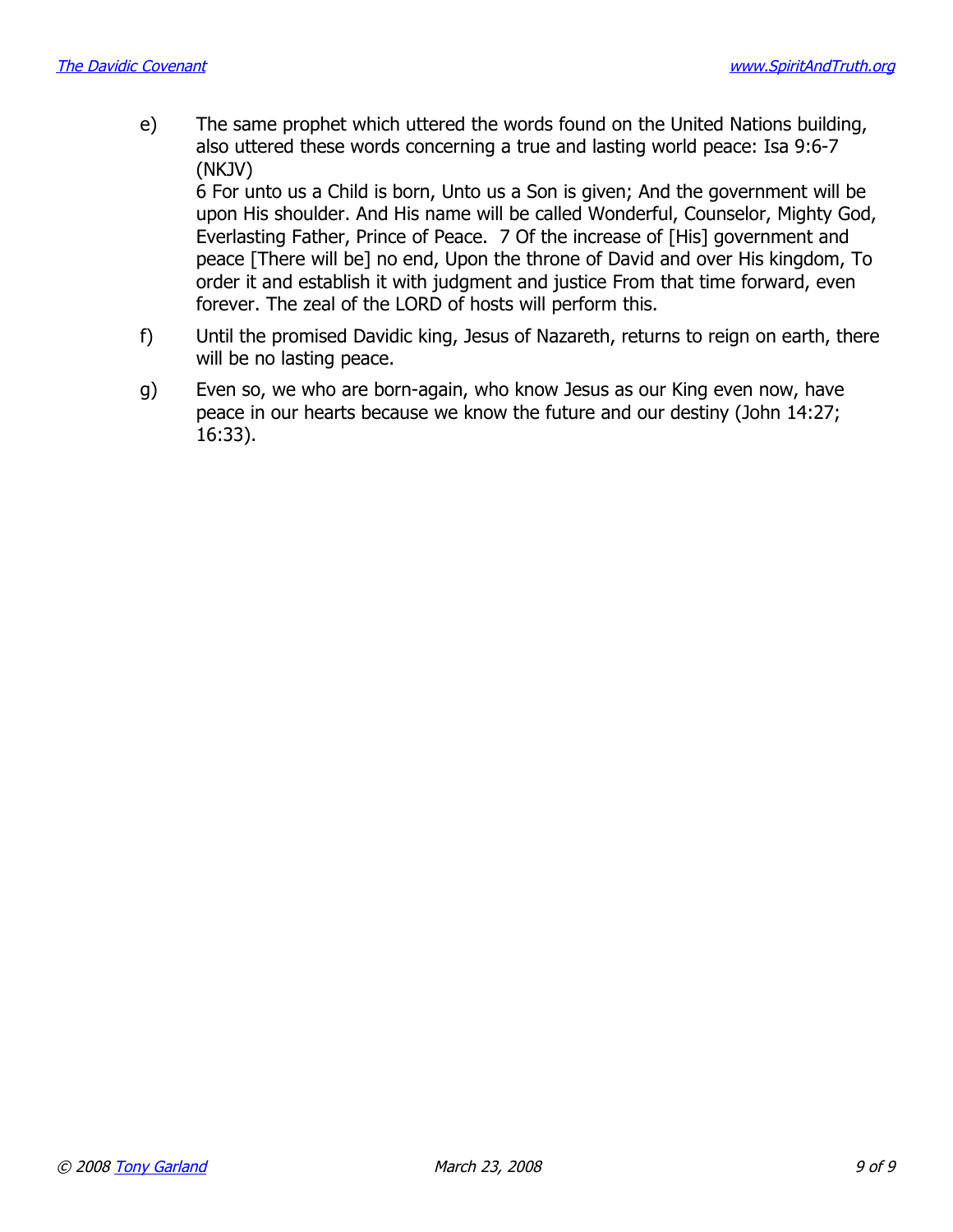e) The same prophet which uttered the words found on the United Nations building, also uttered these words concerning a true and lasting world peace: Isa 9:6-7 (NKJV)

   6 For unto us a Child is born, Unto us a Son is given; And the government will be upon His shoulder. And His name will be called Wonderful, Counselor, Mighty God, Everlasting Father, Prince of Peace. 7 Of the increase of [His] government and peace [There will be] no end, Upon the throne of David and over His kingdom, To order it and establish it with judgment and justice From that time forward, even forever. The zeal of the LORD of hosts will perform this.

f) Until the promised Davidic king, Jesus of Nazareth, returns to reign on earth, there will be no lasting peace.

g) Even so, we who are born-again, who know Jesus as our King even now, have peace in our hearts because we know the future and our destiny (John 14:27; 16:33).